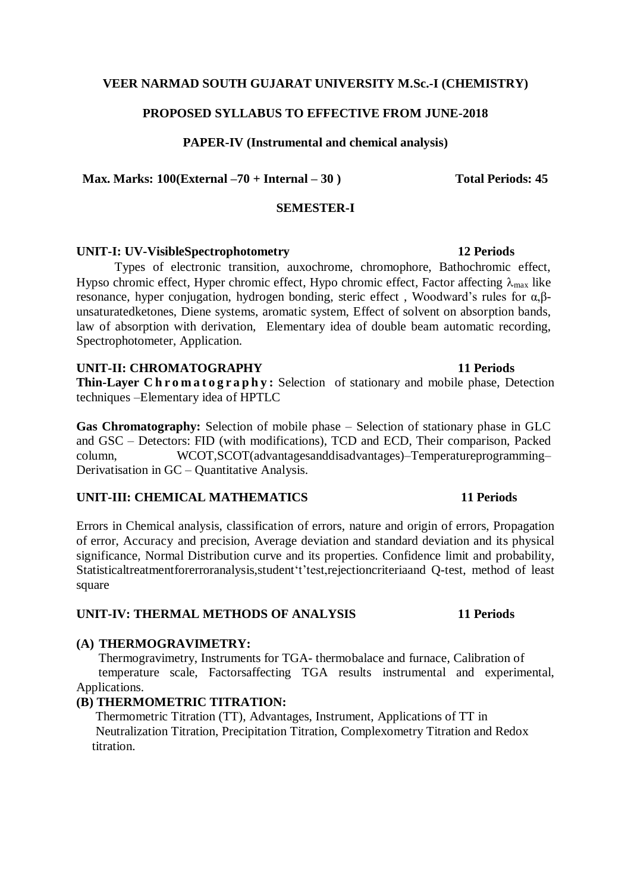**VEER NARMAD SOUTH GUJARAT UNIVERSITY M.Sc.-I (CHEMISTRY)**

**PROPOSED SYLLABUS TO EFFECTIVE FROM JUNE-2018**

**PAPER-IV (Instrumental and chemical analysis)**

**Max. Marks: 100(External –70 + Internal – 30 )** **Total Periods: 45**

**SEMESTER-I**

**UNIT-I: UV-VisibleSpectrophotometry** **12 Periods**

Types of electronic transition, auxochrome, chromophore, Bathochromic effect, Hypso chromic effect, Hyper chromic effect, Hypo chromic effect, Factor affecting $\lambda_{max}$ like resonance, hyper conjugation, hydrogen bonding, steric effect , Woodward's rules for $\alpha,\beta$-unsaturatedketones, Diene systems, aromatic system, Effect of solvent on absorption bands, law of absorption with derivation, Elementary idea of double beam automatic recording, Spectrophotometer, Application.

**UNIT-II: CHROMATOGRAPHY** **11 Periods**

**Thin-Layer Chromatography:** Selection of stationary and mobile phase, Detection techniques –Elementary idea of HPTLC

**Gas Chromatography:** Selection of mobile phase – Selection of stationary phase in GLC and GSC – Detectors: FID (with modifications), TCD and ECD, Their comparison, Packed column, WCOT,SCOT(advantagesanddisadvantages)–Temperatureprogramming–Derivatisation in GC – Quantitative Analysis.

**UNIT-III: CHEMICAL MATHEMATICS** **11 Periods**

Errors in Chemical analysis, classification of errors, nature and origin of errors, Propagation of error, Accuracy and precision, Average deviation and standard deviation and its physical significance, Normal Distribution curve and its properties. Confidence limit and probability, Statisticaltreatmentforerroranalysis,student't'test,rejectioncriteriaand Q-test, method of least square

**UNIT-IV: THERMAL METHODS OF ANALYSIS** **11 Periods**

**(A) THERMOGRAVIMETRY:**

Thermogravimetry, Instruments for TGA- thermobalace and furnace, Calibration of temperature scale, Factorsaffecting TGA results instrumental and experimental, Applications.

**(B) THERMOMETRIC TITRATION:**

Thermometric Titration (TT), Advantages, Instrument, Applications of TT in Neutralization Titration, Precipitation Titration, Complexometry Titration and Redox titration.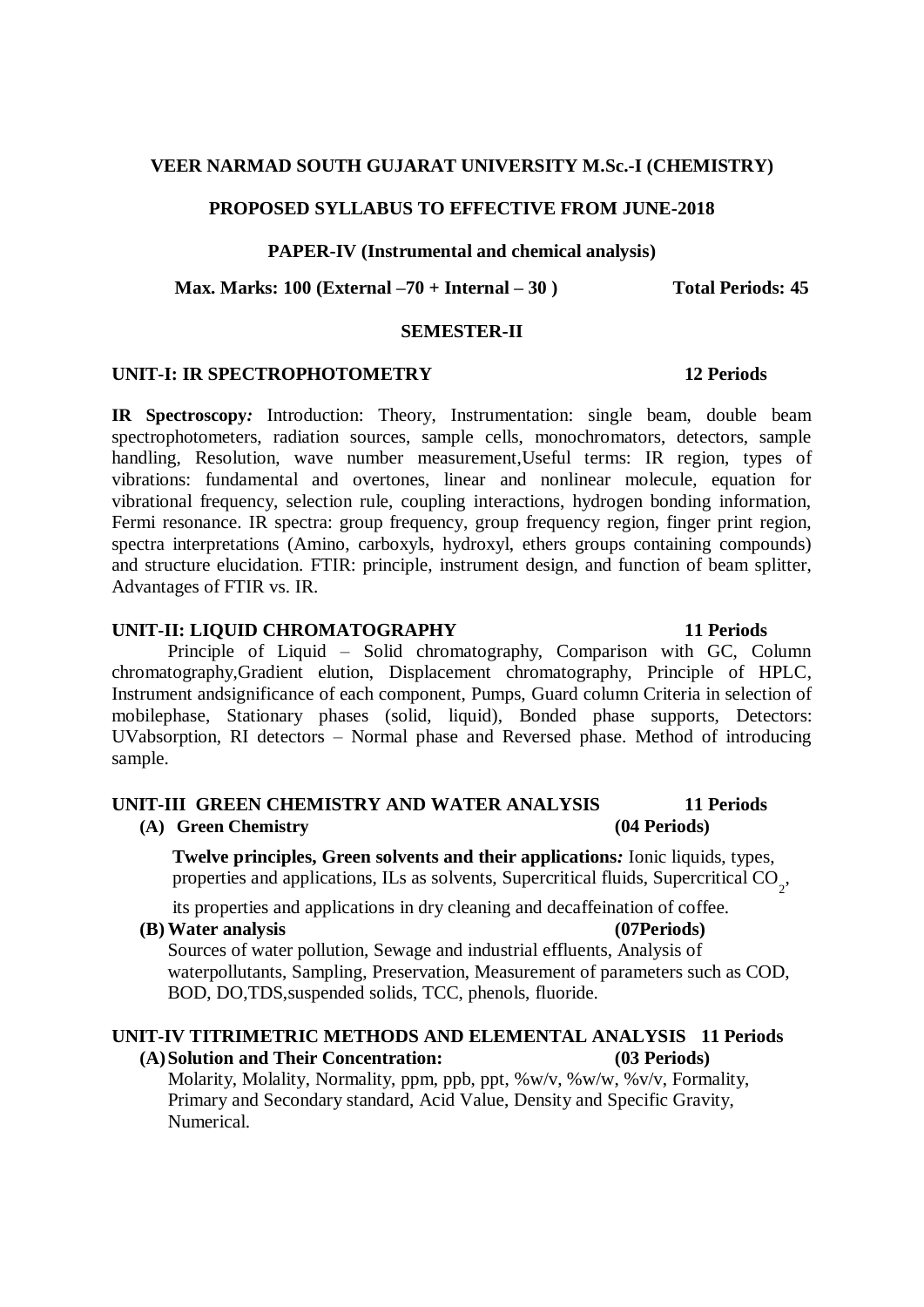**VEER NARMAD SOUTH GUJARAT UNIVERSITY M.Sc.-I (CHEMISTRY)**

**PROPOSED SYLLABUS TO EFFECTIVE FROM JUNE-2018**

**PAPER-IV (Instrumental and chemical analysis)**

**Max. Marks: 100 (External –70 + Internal – 30 )** **Total Periods: 45**

**SEMESTER-II**

## UNIT-I: IR SPECTROPHOTOMETRY 12 Periods

**IR Spectroscopy***:* Introduction: Theory, Instrumentation: single beam, double beam spectrophotometers, radiation sources, sample cells, monochromators, detectors, sample handling, Resolution, wave number measurement,Useful terms: IR region, types of vibrations: fundamental and overtones, linear and nonlinear molecule, equation for vibrational frequency, selection rule, coupling interactions, hydrogen bonding information, Fermi resonance. IR spectra: group frequency, group frequency region, finger print region, spectra interpretations (Amino, carboxyls, hydroxyl, ethers groups containing compounds) and structure elucidation. FTIR: principle, instrument design, and function of beam splitter, Advantages of FTIR vs. IR.

## UNIT-II: LIQUID CHROMATOGRAPHY 11 Periods

Principle of Liquid – Solid chromatography, Comparison with GC, Column chromatography,Gradient elution, Displacement chromatography, Principle of HPLC, Instrument andsignificance of each component, Pumps, Guard column Criteria in selection of mobilephase, Stationary phases (solid, liquid), Bonded phase supports, Detectors: UVabsorption, RI detectors – Normal phase and Reversed phase. Method of introducing sample.

## UNIT-III GREEN CHEMISTRY AND WATER ANALYSIS 11 Periods

**(A) Green Chemistry (04 Periods)**

**Twelve principles, Green solvents and their applications***:* Ionic liquids, types, properties and applications, ILs as solvents, Supercritical fluids, Supercritical $CO_2$, its properties and applications in dry cleaning and decaffeination of coffee.

**(B) Water analysis (07Periods)**

Sources of water pollution, Sewage and industrial effluents, Analysis of waterpollutants, Sampling, Preservation, Measurement of parameters such as COD, BOD, DO,TDS,suspended solids, TCC, phenols, fluoride.

## UNIT-IV TITRIMETRIC METHODS AND ELEMENTAL ANALYSIS 11 Periods

**(A) Solution and Their Concentration: (03 Periods)**

Molarity, Molality, Normality, ppm, ppb, ppt, %w/v, %w/w, %v/v, Formality, Primary and Secondary standard, Acid Value, Density and Specific Gravity, Numerical.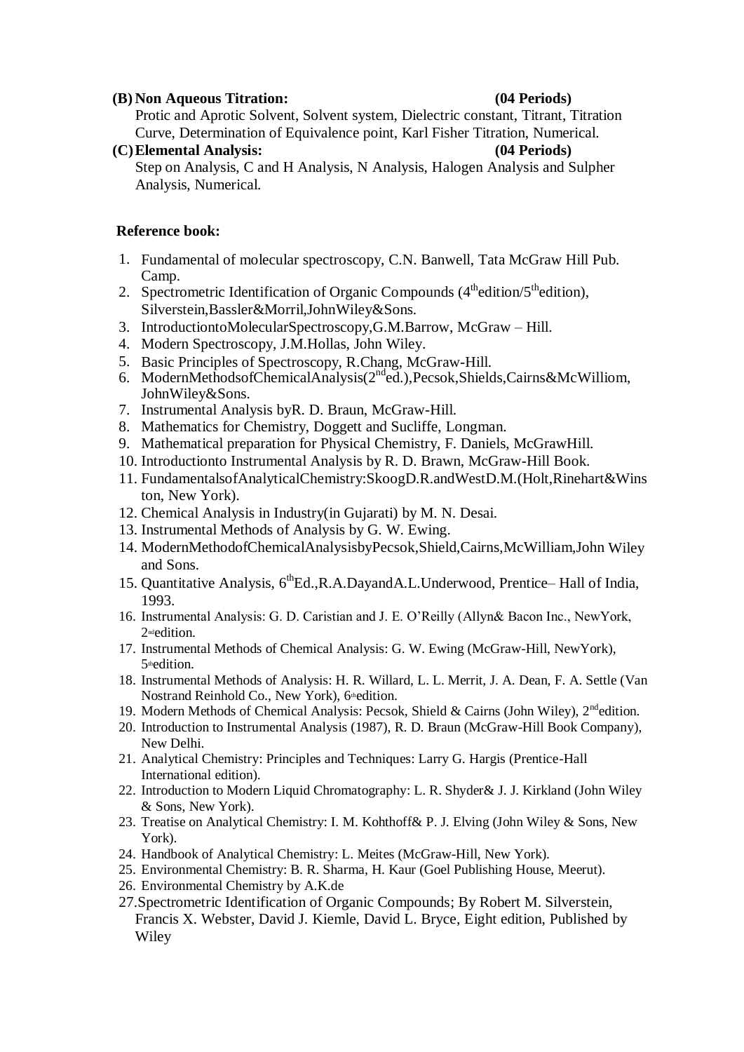**(B) Non Aqueous Titration:** **(04 Periods)**

Protic and Aprotic Solvent, Solvent system, Dielectric constant, Titrant, Titration Curve, Determination of Equivalence point, Karl Fisher Titration, Numerical.

**(C) Elemental Analysis:** **(04 Periods)**

Step on Analysis, C and H Analysis, N Analysis, Halogen Analysis and Sulpher Analysis, Numerical.

**Reference book:**

1. Fundamental of molecular spectroscopy, C.N. Banwell, Tata McGraw Hill Pub. Camp.
2. Spectrometric Identification of Organic Compounds (4thedition/5thedition), Silverstein,Bassler&Morril,JohnWiley&Sons.
3. IntroductiontoMolecularSpectroscopy,G.M.Barrow, McGraw – Hill.
4. Modern Spectroscopy, J.M.Hollas, John Wiley.
5. Basic Principles of Spectroscopy, R.Chang, McGraw-Hill.
6. ModernMethodsofChemicalAnalysis(2nded.),Pecsok,Shields,Cairns&McWilliom, JohnWiley&Sons.
7. Instrumental Analysis byR. D. Braun, McGraw-Hill.
8. Mathematics for Chemistry, Doggett and Sucliffe, Longman.
9. Mathematical preparation for Physical Chemistry, F. Daniels, McGrawHill.
10. Introductionto Instrumental Analysis by R. D. Brawn, McGraw-Hill Book.
11. FundamentalsofAnalyticalChemistry:SkoogD.R.andWestD.M.(Holt,Rinehart&Winston, New York).
12. Chemical Analysis in Industry(in Gujarati) by M. N. Desai.
13. Instrumental Methods of Analysis by G. W. Ewing.
14. ModernMethodofChemicalAnalysisbyPecsok,Shield,Cairns,McWilliam,John Wiley and Sons.
15. Quantitative Analysis, 6thEd.,R.A.DayandA.L.Underwood, Prentice– Hall of India, 1993.
16. Instrumental Analysis: G. D. Caristian and J. E. O'Reilly (Allyn& Bacon Inc., NewYork, 2ndedition.
17. Instrumental Methods of Chemical Analysis: G. W. Ewing (McGraw-Hill, NewYork), 5thedition.
18. Instrumental Methods of Analysis: H. R. Willard, L. L. Merrit, J. A. Dean, F. A. Settle (Van Nostrand Reinhold Co., New York), 6thedition.
19. Modern Methods of Chemical Analysis: Pecsok, Shield & Cairns (John Wiley), 2ndedition.
20. Introduction to Instrumental Analysis (1987), R. D. Braun (McGraw-Hill Book Company), New Delhi.
21. Analytical Chemistry: Principles and Techniques: Larry G. Hargis (Prentice-Hall International edition).
22. Introduction to Modern Liquid Chromatography: L. R. Shyder& J. J. Kirkland (John Wiley & Sons, New York).
23. Treatise on Analytical Chemistry: I. M. Kohthoff& P. J. Elving (John Wiley & Sons, New York).
24. Handbook of Analytical Chemistry: L. Meites (McGraw-Hill, New York).
25. Environmental Chemistry: B. R. Sharma, H. Kaur (Goel Publishing House, Meerut).
26. Environmental Chemistry by A.K.de
27. Spectrometric Identification of Organic Compounds; By Robert M. Silverstein, Francis X. Webster, David J. Kiemle, David L. Bryce, Eight edition, Published by Wiley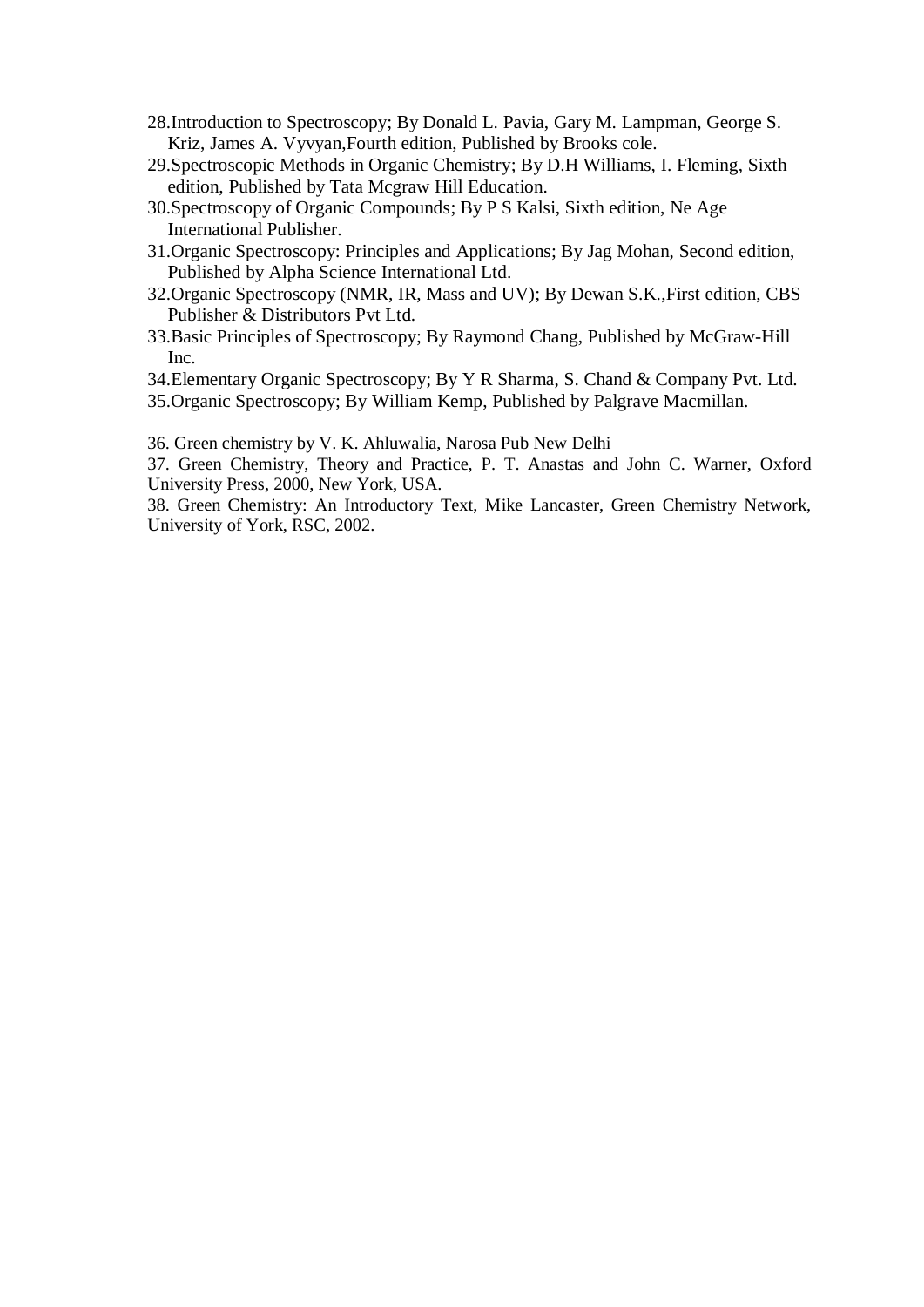28. Introduction to Spectroscopy; By Donald L. Pavia, Gary M. Lampman, George S. Kriz, James A. Vyvyan,Fourth edition, Published by Brooks cole.
29. Spectroscopic Methods in Organic Chemistry; By D.H Williams, I. Fleming, Sixth edition, Published by Tata Mcgraw Hill Education.
30. Spectroscopy of Organic Compounds; By P S Kalsi, Sixth edition, Ne Age International Publisher.
31. Organic Spectroscopy: Principles and Applications; By Jag Mohan, Second edition, Published by Alpha Science International Ltd.
32. Organic Spectroscopy (NMR, IR, Mass and UV); By Dewan S.K.,First edition, CBS Publisher & Distributors Pvt Ltd.
33. Basic Principles of Spectroscopy; By Raymond Chang, Published by McGraw-Hill Inc.
34. Elementary Organic Spectroscopy; By Y R Sharma, S. Chand & Company Pvt. Ltd.
35. Organic Spectroscopy; By William Kemp, Published by Palgrave Macmillan.

36. Green chemistry by V. K. Ahluwalia, Narosa Pub New Delhi

37. Green Chemistry, Theory and Practice, P. T. Anastas and John C. Warner, Oxford University Press, 2000, New York, USA.

38. Green Chemistry: An Introductory Text, Mike Lancaster, Green Chemistry Network, University of York, RSC, 2002.